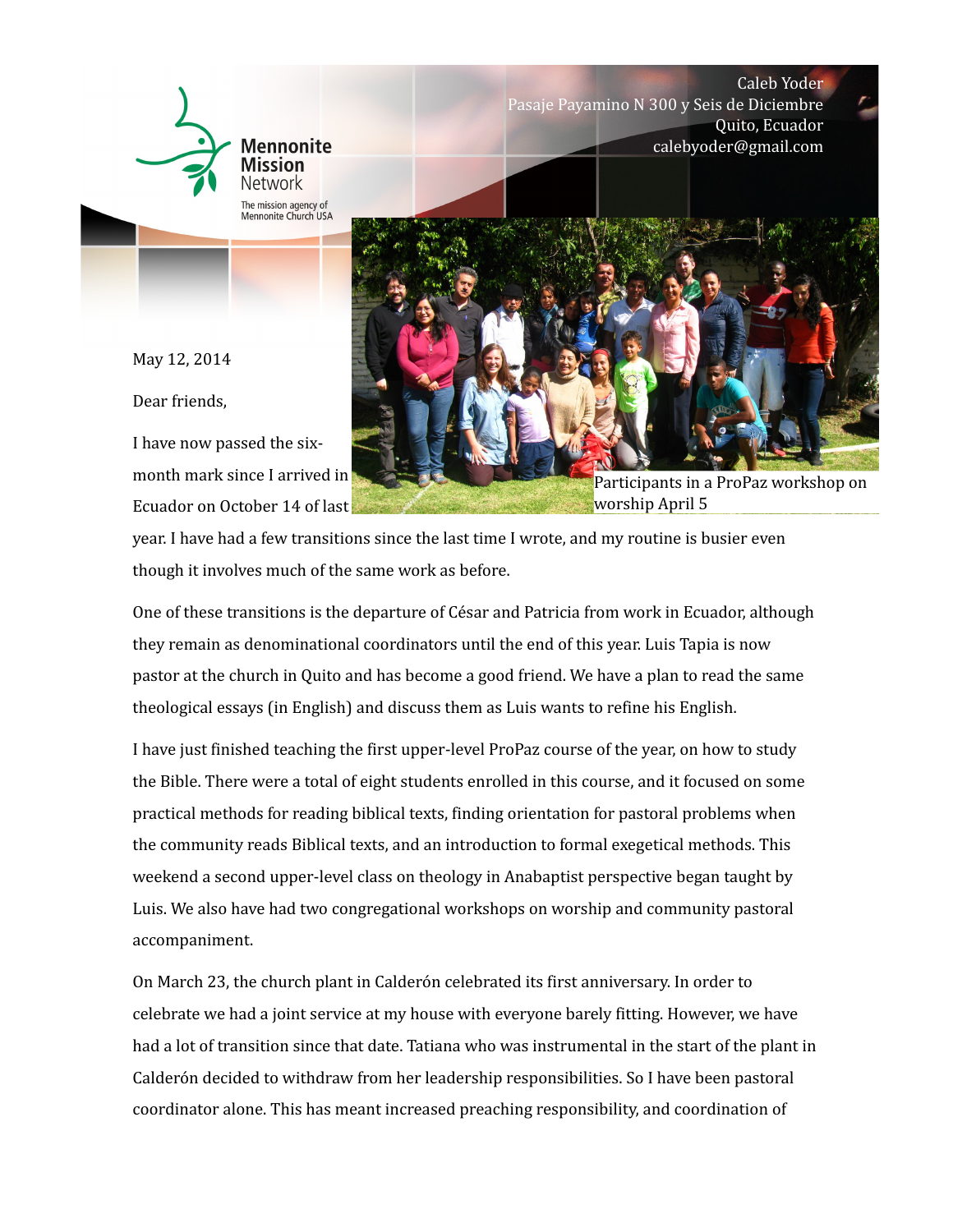Mennonite Mission Network

The mission agency of Mennonite Church USA

Caleb Yoder
Pasaje Payamino N 300 y Seis de Diciembre
Quito, Ecuador
calebyoder@gmail.com

Participants in a ProPaz workshop on worship April 5

May 12, 2014

Dear friends,

I have now passed the six-month mark since I arrived in Ecuador on October 14 of last year. I have had a few transitions since the last time I wrote, and my routine is busier even though it involves much of the same work as before.

One of these transitions is the departure of César and Patricia from work in Ecuador, although they remain as denominational coordinators until the end of this year. Luis Tapia is now pastor at the church in Quito and has become a good friend. We have a plan to read the same theological essays (in English) and discuss them as Luis wants to refine his English.

I have just finished teaching the first upper-level ProPaz course of the year, on how to study the Bible. There were a total of eight students enrolled in this course, and it focused on some practical methods for reading biblical texts, finding orientation for pastoral problems when the community reads Biblical texts, and an introduction to formal exegetical methods. This weekend a second upper-level class on theology in Anabaptist perspective began taught by Luis. We also have had two congregational workshops on worship and community pastoral accompaniment.

On March 23, the church plant in Calderón celebrated its first anniversary. In order to celebrate we had a joint service at my house with everyone barely fitting. However, we have had a lot of transition since that date. Tatiana who was instrumental in the start of the plant in Calderón decided to withdraw from her leadership responsibilities. So I have been pastoral coordinator alone. This has meant increased preaching responsibility, and coordination of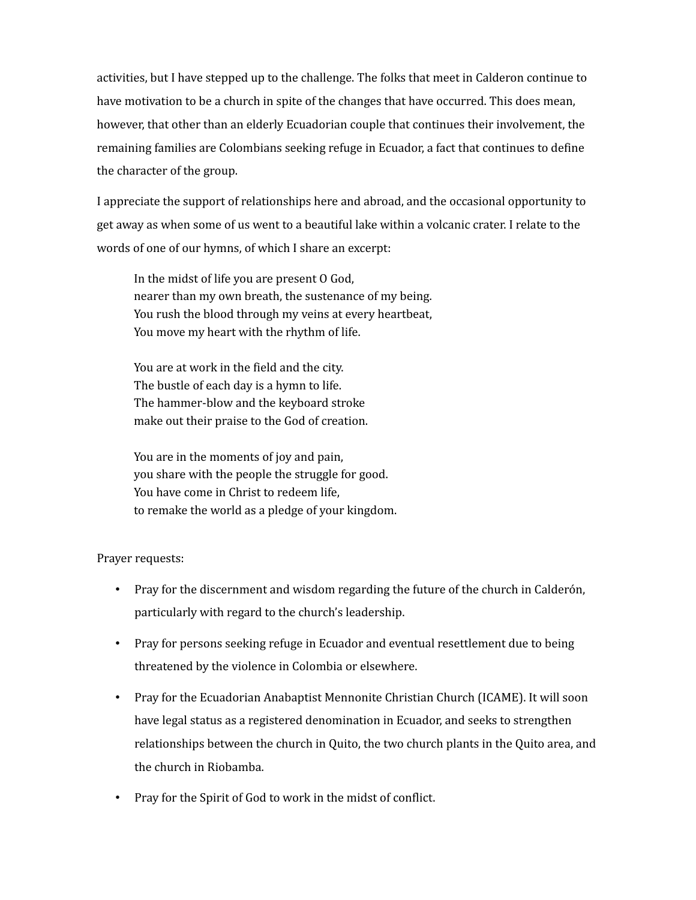activities, but I have stepped up to the challenge. The folks that meet in Calderon continue to have motivation to be a church in spite of the changes that have occurred. This does mean, however, that other than an elderly Ecuadorian couple that continues their involvement, the remaining families are Colombians seeking refuge in Ecuador, a fact that continues to define the character of the group.

I appreciate the support of relationships here and abroad, and the occasional opportunity to get away as when some of us went to a beautiful lake within a volcanic crater. I relate to the words of one of our hymns, of which I share an excerpt:

> In the midst of life you are present O God,
> nearer than my own breath, the sustenance of my being.
> You rush the blood through my veins at every heartbeat,
> You move my heart with the rhythm of life.
>
> You are at work in the field and the city.
> The bustle of each day is a hymn to life.
> The hammer-blow and the keyboard stroke
> make out their praise to the God of creation.
>
> You are in the moments of joy and pain,
> you share with the people the struggle for good.
> You have come in Christ to redeem life,
> to remake the world as a pledge of your kingdom.

Prayer requests:

- Pray for the discernment and wisdom regarding the future of the church in Calderón, particularly with regard to the church's leadership.
- Pray for persons seeking refuge in Ecuador and eventual resettlement due to being threatened by the violence in Colombia or elsewhere.
- Pray for the Ecuadorian Anabaptist Mennonite Christian Church (ICAME). It will soon have legal status as a registered denomination in Ecuador, and seeks to strengthen relationships between the church in Quito, the two church plants in the Quito area, and the church in Riobamba.
- Pray for the Spirit of God to work in the midst of conflict.